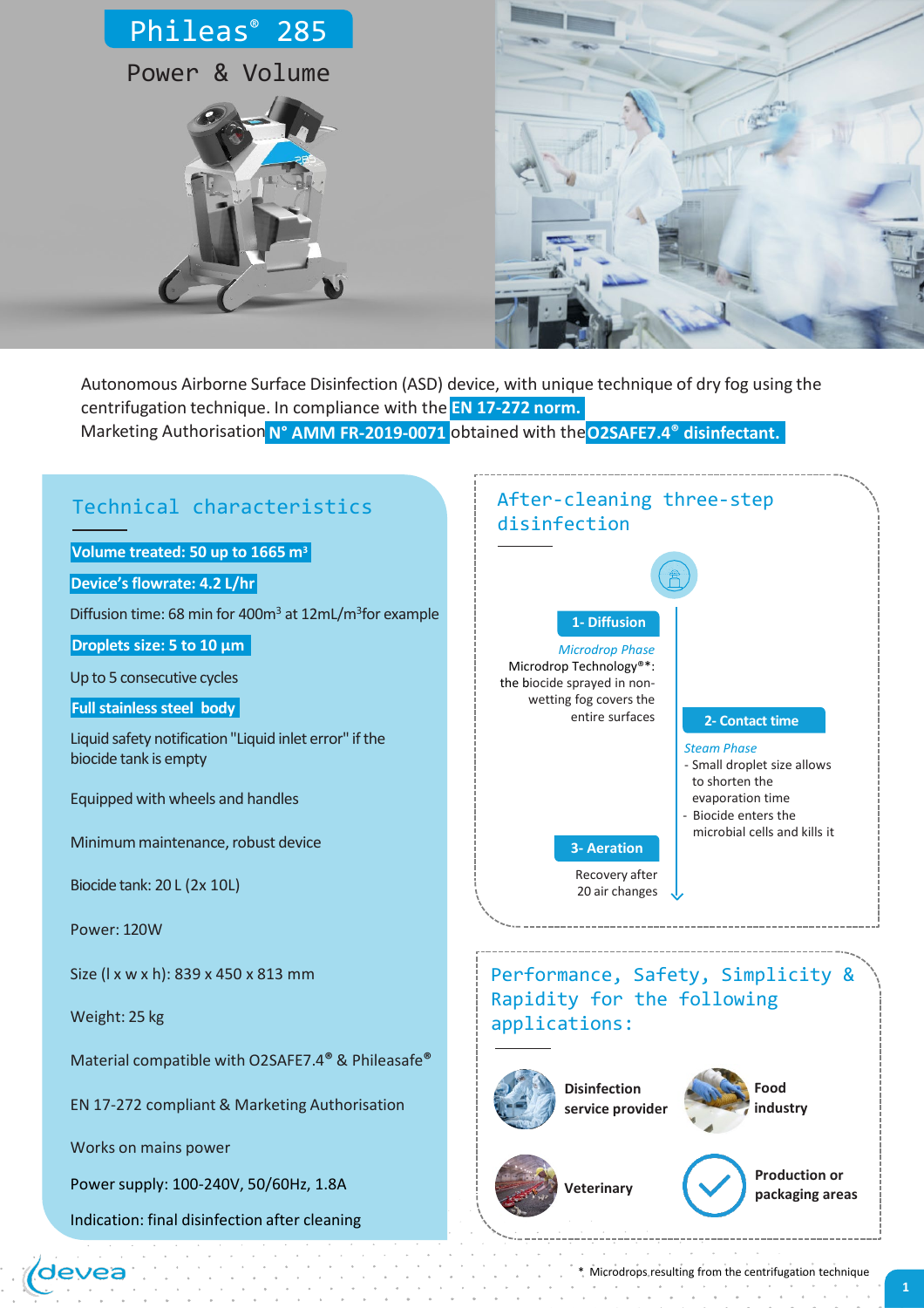# Phileas® 285

Power & Volume

Autonomous Airborne Surface Disinfection (ASD) device, with unique technique of dry fog using the centrifugation technique. In compliance with the **EN 17-272 norm.**
Marketing Authorisation **N° AMM FR-2019-0071** obtained with the **O2SAFE7.4® disinfectant.**

## Technical characteristics

**Volume treated: 50 up to 1665 m³**

**Device's flowrate: 4.2 L/hr**

Diffusion time: 68 min for 400m³ at 12mL/m³ for example

**Droplets size: 5 to 10 µm**

Up to 5 consecutive cycles

**Full stainless steel body**

Liquid safety notification "Liquid inlet error" if the biocide tank is empty

Equipped with wheels and handles

Minimum maintenance, robust device

Biocide tank: 20 L (2x 10L)

Power: 120W

Size (l x w x h): 839 x 450 x 813 mm

Weight: 25 kg

Material compatible with O2SAFE7.4® & Phileasafe®

EN 17-272 compliant & Marketing Authorisation

Works on mains power

Power supply: 100-240V, 50/60Hz, 1.8A

Indication: final disinfection after cleaning

## After-cleaning three-step disinfection

**1- Diffusion**

*Microdrop Phase*
Microdrop Technology®*: the biocide sprayed in non-wetting fog covers the entire surfaces

**2- Contact time**

*Steam Phase*
- Small droplet size allows to shorten the evaporation time
- Biocide enters the microbial cells and kills it

**3- Aeration**

Recovery after 20 air changes

## Performance, Safety, Simplicity & Rapidity for the following applications:

- Disinfection service provider
- Food industry
- Veterinary
- Production or packaging areas

\* Microdrops resulting from the centrifugation technique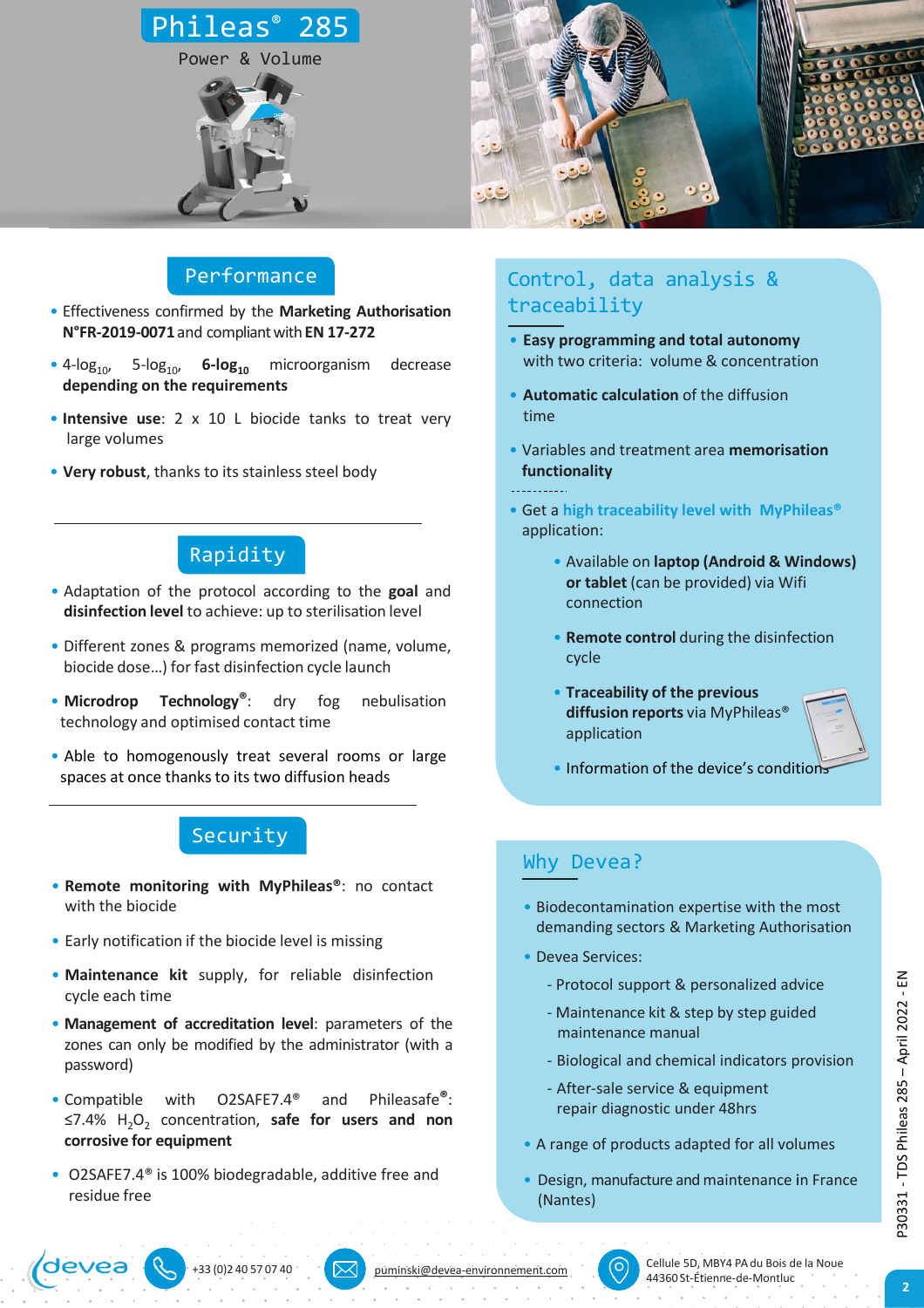# Phileas® 285

Power & Volume

## Performance

- Effectiveness confirmed by the **Marketing Authorisation N°FR-2019-0071** and compliant with **EN 17-272**
- 4-$\log_{10}$, 5-$\log_{10}$, **6-$\log_{10}$** microorganism decrease **depending on the requirements**
- **Intensive use**: 2 x 10 L biocide tanks to treat very large volumes
- **Very robust**, thanks to its stainless steel body

## Rapidity

- Adaptation of the protocol according to the **goal** and **disinfection level** to achieve: up to sterilisation level
- Different zones & programs memorized (name, volume, biocide dose…) for fast disinfection cycle launch
- **Microdrop Technology®**: dry fog nebulisation technology and optimised contact time
- Able to homogenously treat several rooms or large spaces at once thanks to its two diffusion heads

## Security

- **Remote monitoring with MyPhileas®**: no contact with the biocide
- Early notification if the biocide level is missing
- **Maintenance kit** supply, for reliable disinfection cycle each time
- **Management of accreditation level**: parameters of the zones can only be modified by the administrator (with a password)
- Compatible with O2SAFE7.4® and Phileasafe®: ≤7.4% $H_2O_2$ concentration, **safe for users and non corrosive for equipment**
- O2SAFE7.4® is 100% biodegradable, additive free and residue free

## Control, data analysis & traceability

- **Easy programming and total autonomy** with two criteria: volume & concentration
- **Automatic calculation** of the diffusion time
- Variables and treatment area **memorisation functionality**
- Get a **high traceability level with MyPhileas®** application:
  - Available on **laptop (Android & Windows) or tablet** (can be provided) via Wifi connection
  - **Remote control** during the disinfection cycle
  - **Traceability of the previous diffusion reports** via MyPhileas® application
  - Information of the device's conditions

## Why Devea?

- Biodecontamination expertise with the most demanding sectors & Marketing Authorisation
- Devea Services:
  - Protocol support & personalized advice
  - Maintenance kit & step by step guided maintenance manual
  - Biological and chemical indicators provision
  - After-sale service & equipment repair diagnostic under 48hrs
- A range of products adapted for all volumes
- Design, manufacture and maintenance in France (Nantes)

P30331 - TDS Phileas 285 – April 2022 - EN

devea | +33 (0)2 40 57 07 40 | puminski@devea-environnement.com | Cellule 5D, MBY4 PA du Bois de la Noue 44360 St-Étienne-de-Montluc